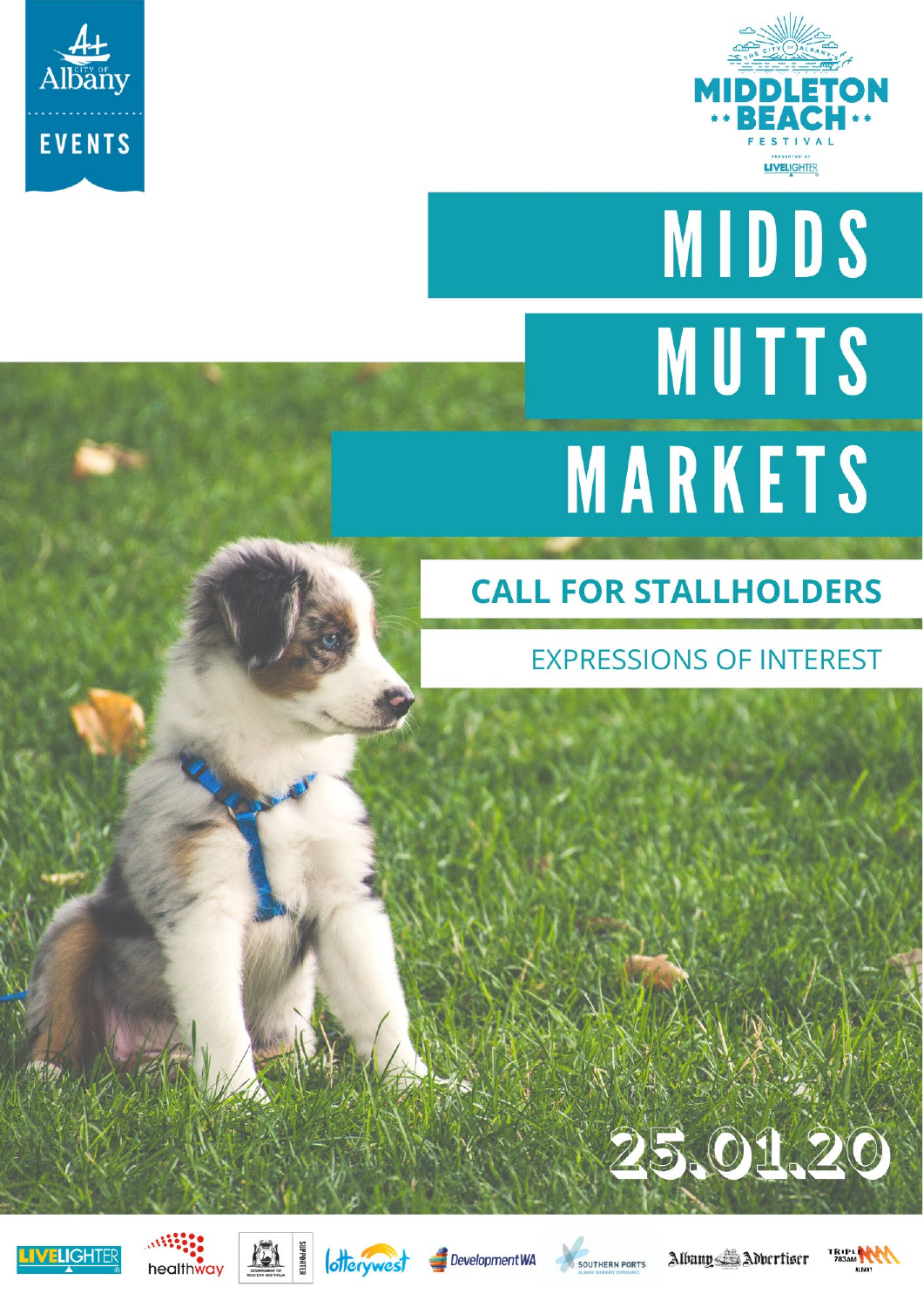City of Albany EVENTS

The City of Albany's MIDDLETON BEACH FESTIVAL

Presented by LIVELIGHTER

# MIDDS MUTTS MARKETS

## CALL FOR STALLHOLDERS

### EXPRESSIONS OF INTEREST

25.01.20

LIVELIGHTER | healthway | Government of Western Australia SUPPORTER | lotterywest | Development WA | Southern Ports | Albany Advertiser | Triple M 783AM Albany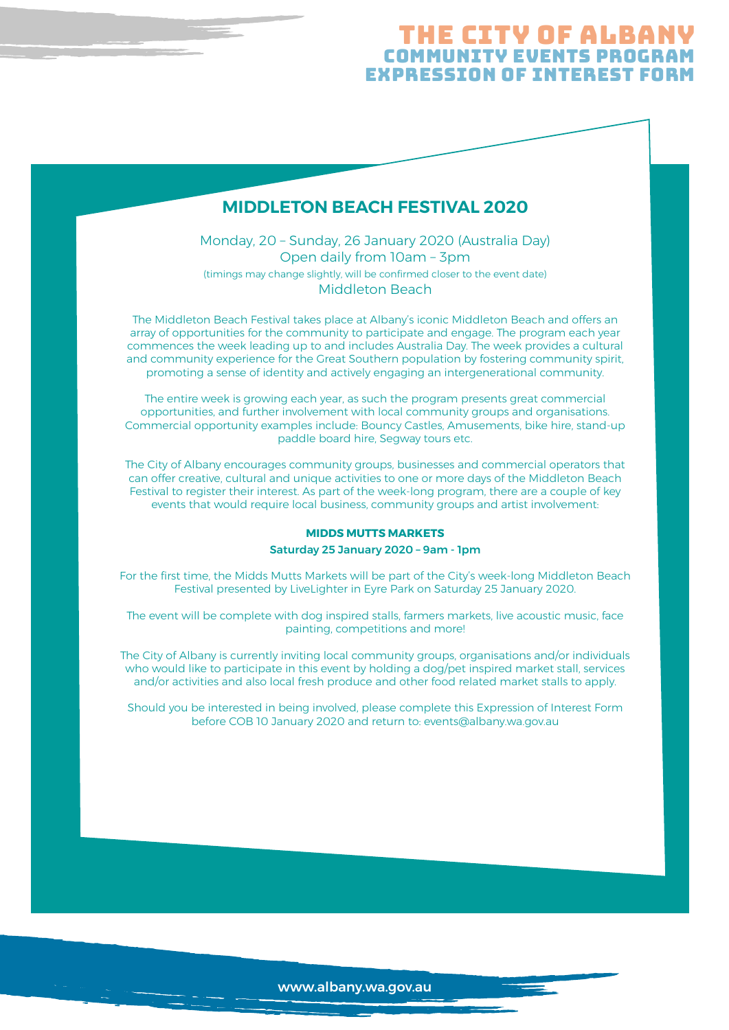# THE CITY OF ALBANY
## COMMUNITY EVENTS PROGRAM
## EXPRESSION OF INTEREST FORM

## MIDDLETON BEACH FESTIVAL 2020

Monday, 20 – Sunday, 26 January 2020 (Australia Day)
Open daily from 10am – 3pm
(timings may change slightly, will be confirmed closer to the event date)
Middleton Beach

The Middleton Beach Festival takes place at Albany's iconic Middleton Beach and offers an array of opportunities for the community to participate and engage. The program each year commences the week leading up to and includes Australia Day. The week provides a cultural and community experience for the Great Southern population by fostering community spirit, promoting a sense of identity and actively engaging an intergenerational community.

The entire week is growing each year, as such the program presents great commercial opportunities, and further involvement with local community groups and organisations. Commercial opportunity examples include: Bouncy Castles, Amusements, bike hire, stand-up paddle board hire, Segway tours etc.

The City of Albany encourages community groups, businesses and commercial operators that can offer creative, cultural and unique activities to one or more days of the Middleton Beach Festival to register their interest. As part of the week-long program, there are a couple of key events that would require local business, community groups and artist involvement:

### MIDDS MUTTS MARKETS

**Saturday 25 January 2020 – 9am - 1pm**

For the first time, the Midds Mutts Markets will be part of the City's week-long Middleton Beach Festival presented by LiveLighter in Eyre Park on Saturday 25 January 2020.

The event will be complete with dog inspired stalls, farmers markets, live acoustic music, face painting, competitions and more!

The City of Albany is currently inviting local community groups, organisations and/or individuals who would like to participate in this event by holding a dog/pet inspired market stall, services and/or activities and also local fresh produce and other food related market stalls to apply.

Should you be interested in being involved, please complete this Expression of Interest Form before COB 10 January 2020 and return to: events@albany.wa.gov.au

www.albany.wa.gov.au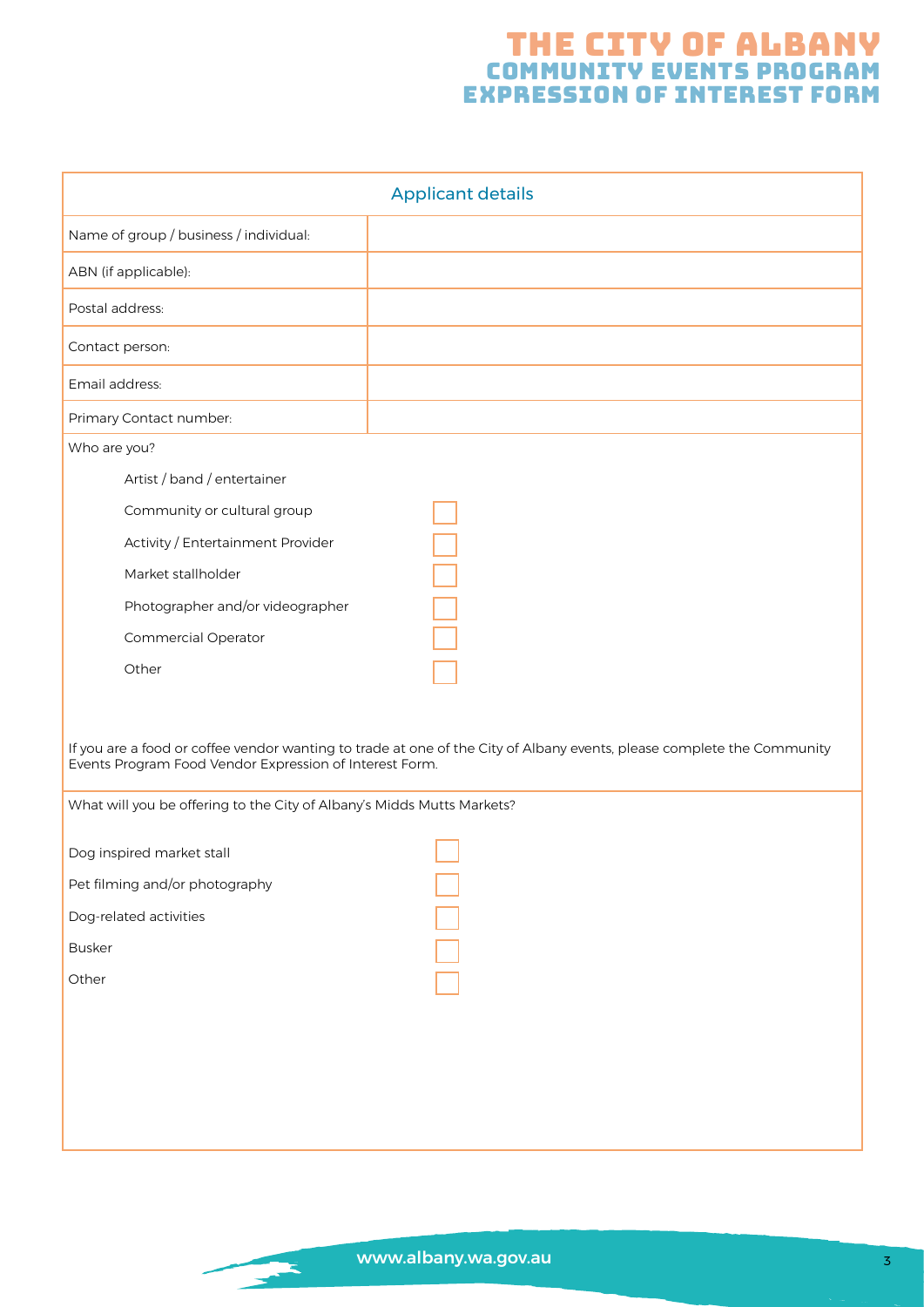# THE CITY OF ALBANY
## COMMUNITY EVENTS PROGRAM
## EXPRESSION OF INTEREST FORM

| Applicant details | |
|---|---|
| Name of group / business / individual: | |
| ABN (if applicable): | |
| Postal address: | |
| Contact person: | |
| Email address: | |
| Primary Contact number: | |

Who are you?

- Artist / band / entertainer
- Community or cultural group ☐
- Activity / Entertainment Provider ☐
- Market stallholder ☐
- Photographer and/or videographer ☐
- Commercial Operator ☐
- Other ☐

If you are a food or coffee vendor wanting to trade at one of the City of Albany events, please complete the Community Events Program Food Vendor Expression of Interest Form.

What will you be offering to the City of Albany's Midds Mutts Markets?

- Dog inspired market stall ☐
- Pet filming and/or photography ☐
- Dog-related activities ☐
- Busker ☐
- Other ☐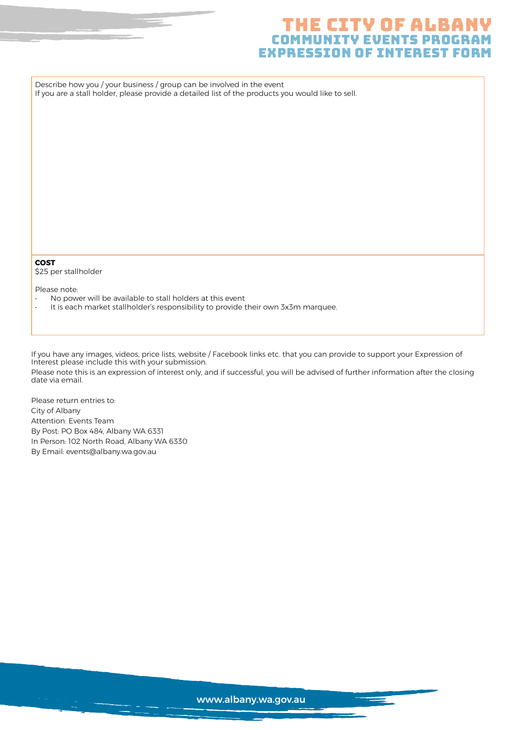# THE CITY OF ALBANY
## COMMUNITY EVENTS PROGRAM
## EXPRESSION OF INTEREST FORM

Describe how you / your business / group can be involved in the event
If you are a stall holder, please provide a detailed list of the products you would like to sell.

**COST**
$25 per stallholder

Please note:

- No power will be available to stall holders at this event
- It is each market stallholder's responsibility to provide their own 3x3m marquee.

If you have any images, videos, price lists, website / Facebook links etc. that you can provide to support your Expression of Interest please include this with your submission.

Please note this is an expression of interest only, and if successful, you will be advised of further information after the closing date via email.

Please return entries to:
City of Albany
Attention: Events Team
By Post: PO Box 484, Albany WA 6331
In Person: 102 North Road, Albany WA 6330
By Email: events@albany.wa.gov.au

www.albany.wa.gov.au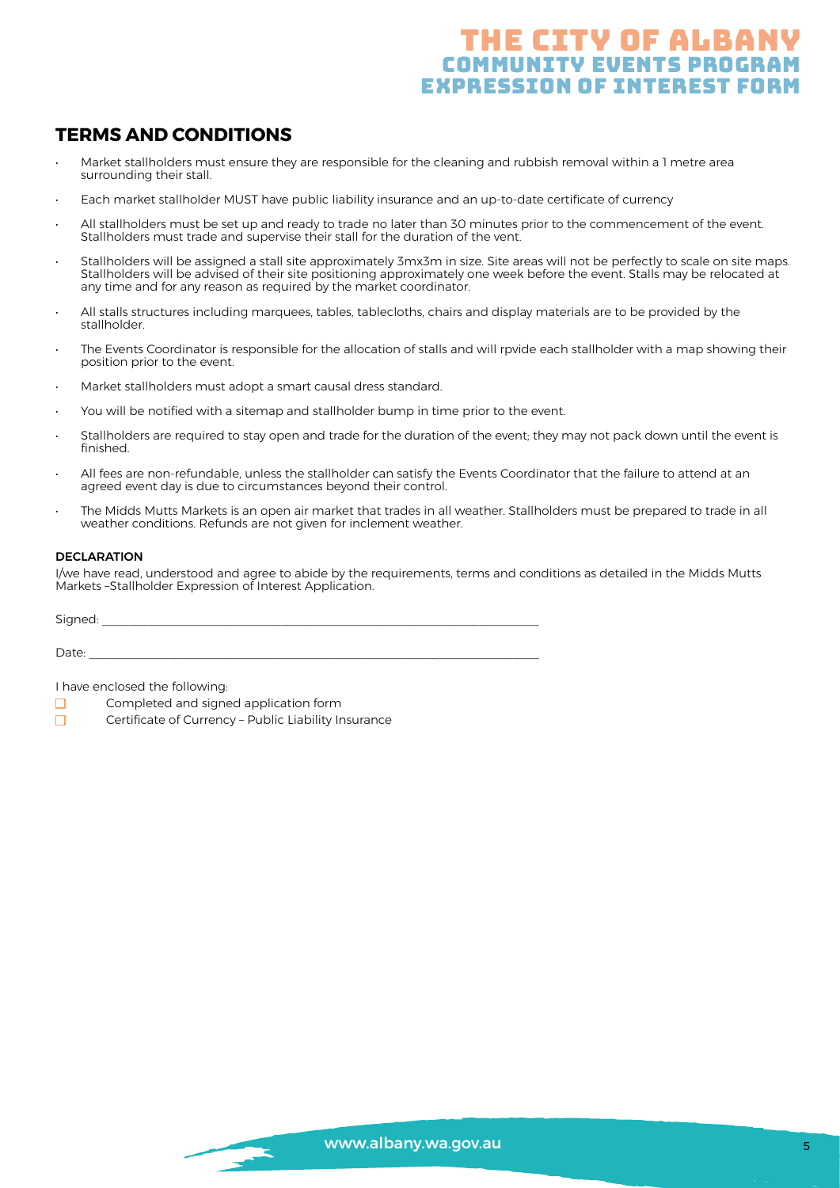## TERMS AND CONDITIONS

- Market stallholders must ensure they are responsible for the cleaning and rubbish removal within a 1 metre area surrounding their stall.
- Each market stallholder MUST have public liability insurance and an up-to-date certificate of currency
- All stallholders must be set up and ready to trade no later than 30 minutes prior to the commencement of the event. Stallholders must trade and supervise their stall for the duration of the vent.
- Stallholders will be assigned a stall site approximately 3mx3m in size. Site areas will not be perfectly to scale on site maps. Stallholders will be advised of their site positioning approximately one week before the event. Stalls may be relocated at any time and for any reason as required by the market coordinator.
- All stalls structures including marquees, tables, tablecloths, chairs and display materials are to be provided by the stallholder.
- The Events Coordinator is responsible for the allocation of stalls and will rpvide each stallholder with a map showing their position prior to the event.
- Market stallholders must adopt a smart causal dress standard.
- You will be notified with a sitemap and stallholder bump in time prior to the event.
- Stallholders are required to stay open and trade for the duration of the event; they may not pack down until the event is finished.
- All fees are non-refundable, unless the stallholder can satisfy the Events Coordinator that the failure to attend at an agreed event day is due to circumstances beyond their control.
- The Midds Mutts Markets is an open air market that trades in all weather. Stallholders must be prepared to trade in all weather conditions. Refunds are not given for inclement weather.

**DECLARATION**

I/we have read, understood and agree to abide by the requirements, terms and conditions as detailed in the Midds Mutts Markets –Stallholder Expression of Interest Application.

Signed: ______________________________________________

Date: ______________________________________________

I have enclosed the following:

☐ Completed and signed application form

☐ Certificate of Currency – Public Liability Insurance